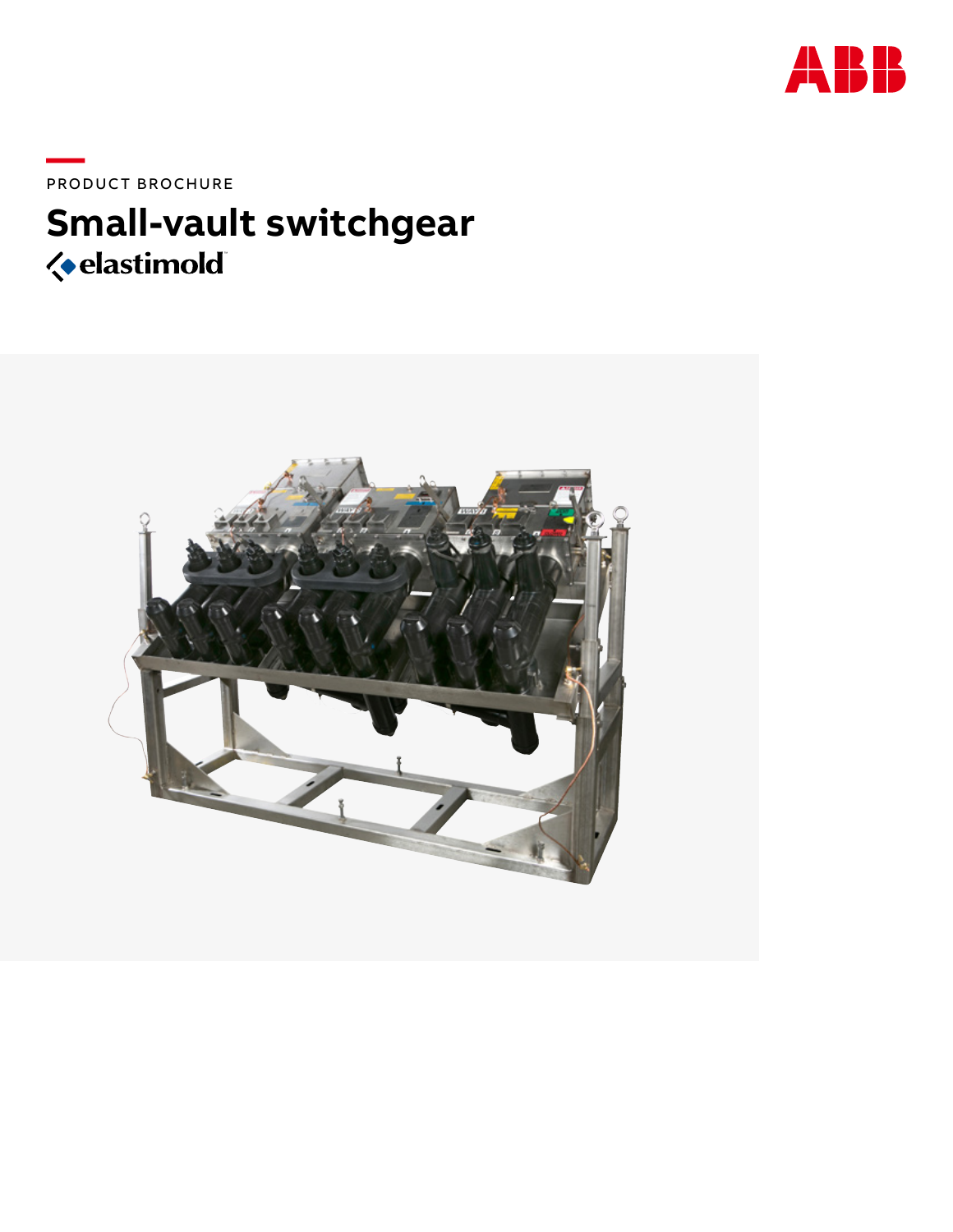PRODUCT BROCHURE

# Small-vault switchgear

elastimold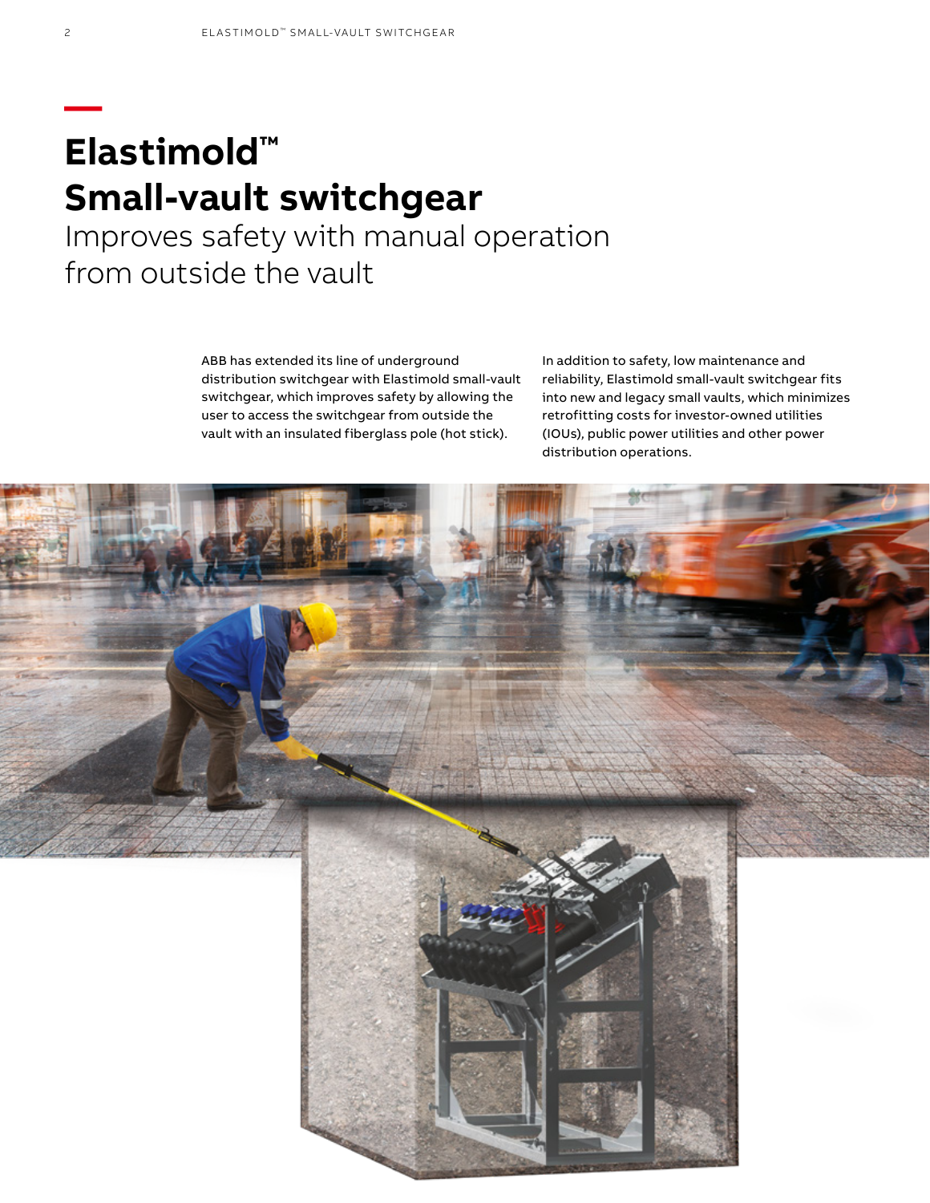# Elastimold™ Small-vault switchgear

## Improves safety with manual operation from outside the vault

ABB has extended its line of underground distribution switchgear with Elastimold small-vault switchgear, which improves safety by allowing the user to access the switchgear from outside the vault with an insulated fiberglass pole (hot stick).

In addition to safety, low maintenance and reliability, Elastimold small-vault switchgear fits into new and legacy small vaults, which minimizes retrofitting costs for investor-owned utilities (IOUs), public power utilities and other power distribution operations.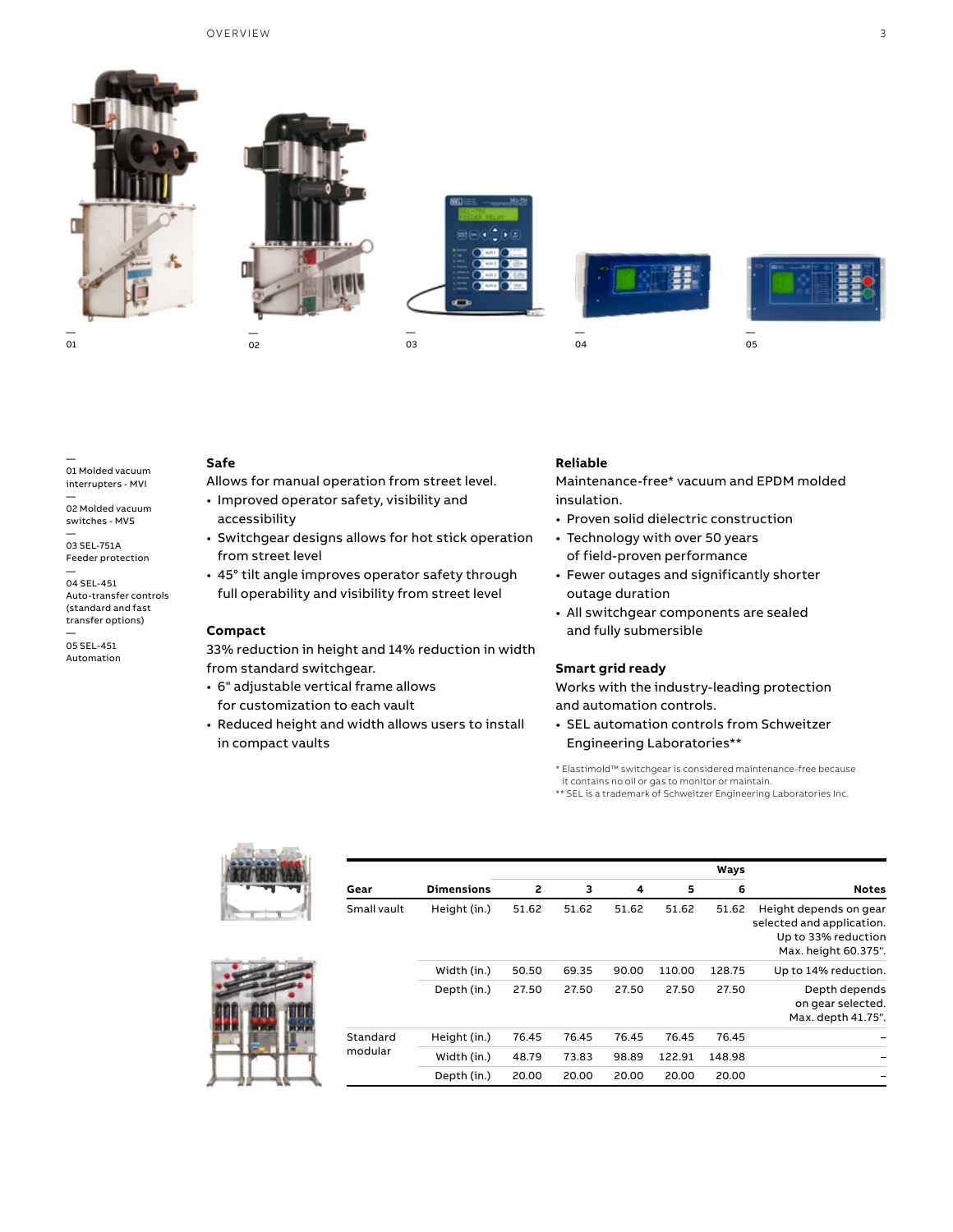01 Molded vacuum interrupters - MVI

02 Molded vacuum switches - MVS

03 SEL-751A Feeder protection

04 SEL-451 Auto-transfer controls (standard and fast transfer options)

05 SEL-451 Automation

**Safe**

Allows for manual operation from street level.

- Improved operator safety, visibility and accessibility
- Switchgear designs allows for hot stick operation from street level
- 45° tilt angle improves operator safety through full operability and visibility from street level

**Compact**

33% reduction in height and 14% reduction in width from standard switchgear.

- 6" adjustable vertical frame allows for customization to each vault
- Reduced height and width allows users to install in compact vaults

**Reliable**

Maintenance-free* vacuum and EPDM molded insulation.

- Proven solid dielectric construction
- Technology with over 50 years of field-proven performance
- Fewer outages and significantly shorter outage duration
- All switchgear components are sealed and fully submersible

**Smart grid ready**

Works with the industry-leading protection and automation controls.

- SEL automation controls from Schweitzer Engineering Laboratories**

\* Elastimold™ switchgear is considered maintenance-free because it contains no oil or gas to monitor or maintain.
\*\* SEL is a trademark of Schweitzer Engineering Laboratories Inc.

| | | Ways | | | | | |
|---|---|---|---|---|---|---|---|
| **Gear** | **Dimensions** | **2** | **3** | **4** | **5** | **6** | **Notes** |
| Small vault | Height (in.) | 51.62 | 51.62 | 51.62 | 51.62 | 51.62 | Height depends on gear selected and application. Up to 33% reduction Max. height 60.375". |
| | Width (in.) | 50.50 | 69.35 | 90.00 | 110.00 | 128.75 | Up to 14% reduction. |
| | Depth (in.) | 27.50 | 27.50 | 27.50 | 27.50 | 27.50 | Depth depends on gear selected. Max. depth 41.75". |
| Standard modular | Height (in.) | 76.45 | 76.45 | 76.45 | 76.45 | 76.45 | – |
| | Width (in.) | 48.79 | 73.83 | 98.89 | 122.91 | 148.98 | – |
| | Depth (in.) | 20.00 | 20.00 | 20.00 | 20.00 | 20.00 | – |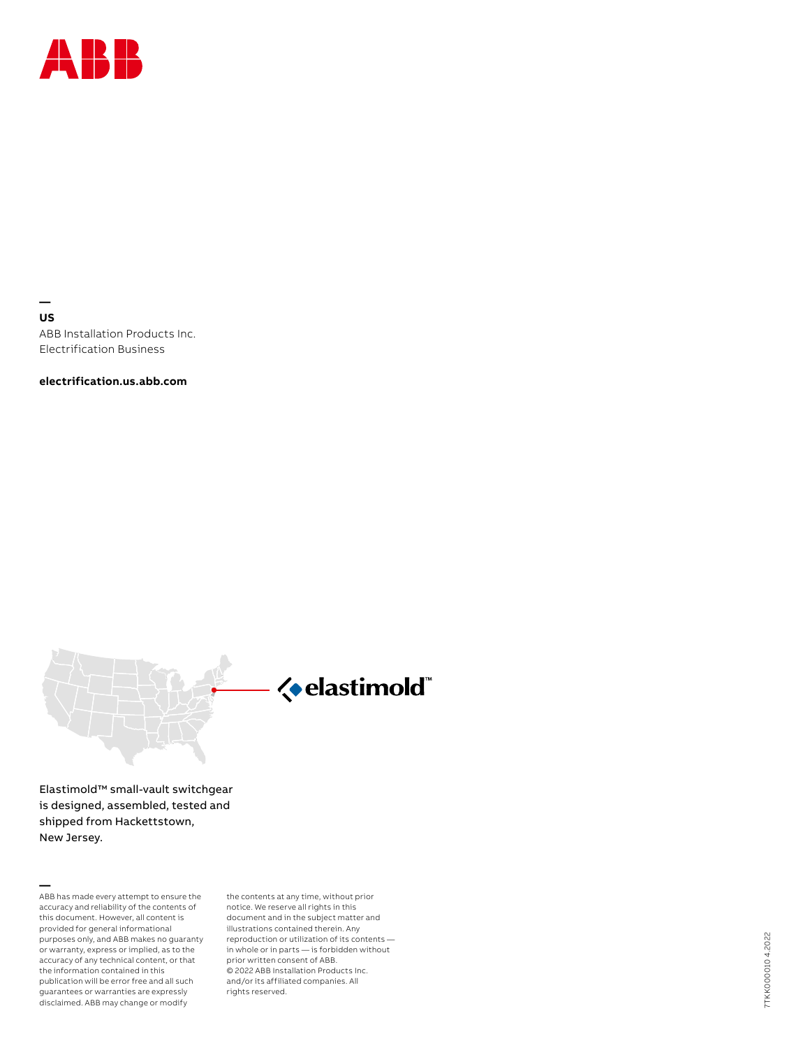ABB

—
**US**
ABB Installation Products Inc.
Electrification Business

**electrification.us.abb.com**

elastimold™

Elastimold™ small-vault switchgear is designed, assembled, tested and shipped from Hackettstown, New Jersey.

—
ABB has made every attempt to ensure the accuracy and reliability of the contents of this document. However, all content is provided for general informational purposes only, and ABB makes no guaranty or warranty, express or implied, as to the accuracy of any technical content, or that the information contained in this publication will be error free and all such guarantees or warranties are expressly disclaimed. ABB may change or modify the contents at any time, without prior notice. We reserve all rights in this document and in the subject matter and illustrations contained therein. Any reproduction or utilization of its contents — in whole or in parts — is forbidden without prior written consent of ABB.
© 2022 ABB Installation Products Inc. and/or its affiliated companies. All rights reserved.

7TKK000010 4.2022